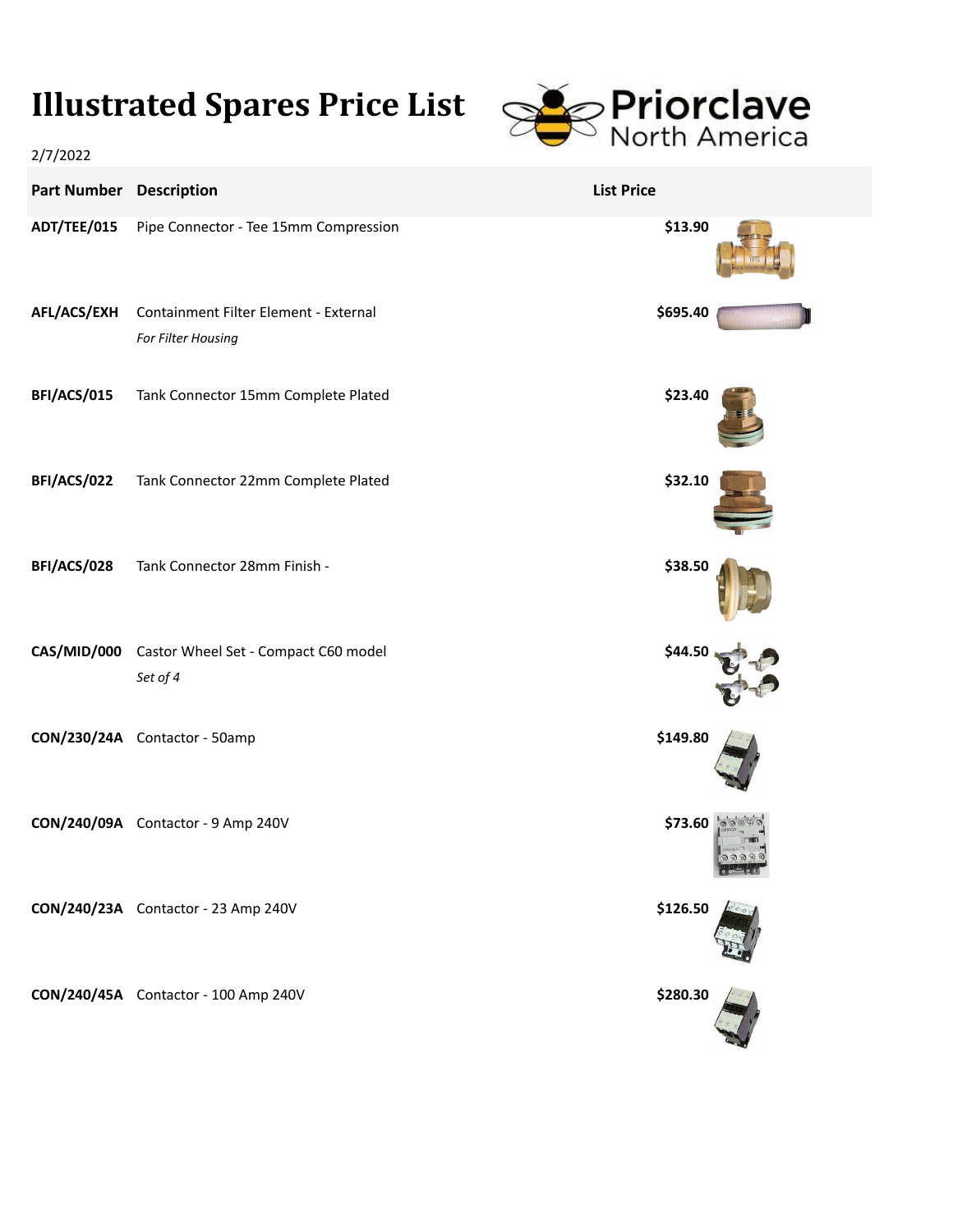# Illustrated Spares Price List

Priorclave North America

2/7/2022

| Part Number | Description | List Price |
|---|---|---|
| ADT/TEE/015 | Pipe Connector - Tee 15mm Compression | $13.90 |
| AFL/ACS/EXH | Containment Filter Element - External<br>*For Filter Housing* | $695.40 |
| BFI/ACS/015 | Tank Connector 15mm Complete Plated | $23.40 |
| BFI/ACS/022 | Tank Connector 22mm Complete Plated | $32.10 |
| BFI/ACS/028 | Tank Connector 28mm Finish - | $38.50 |
| CAS/MID/000 | Castor Wheel Set - Compact C60 model<br>*Set of 4* | $44.50 |
| CON/230/24A | Contactor - 50amp | $149.80 |
| CON/240/09A | Contactor - 9 Amp 240V | $73.60 |
| CON/240/23A | Contactor - 23 Amp 240V | $126.50 |
| CON/240/45A | Contactor - 100 Amp 240V | $280.30 |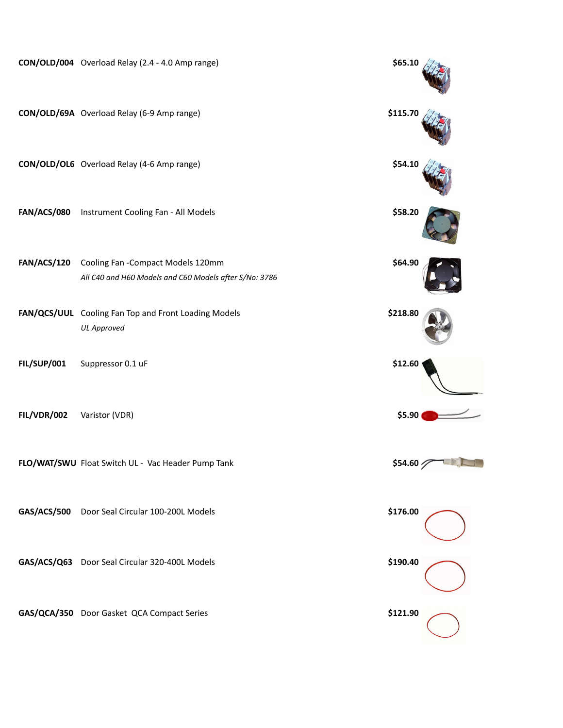| Part No. | Description | Price |
|---|---|---|
| **CON/OLD/004** | Overload Relay (2.4 - 4.0 Amp range) | **$65.10** |
| **CON/OLD/69A** | Overload Relay (6-9 Amp range) | **$115.70** |
| **CON/OLD/OL6** | Overload Relay (4-6 Amp range) | **$54.10** |
| **FAN/ACS/080** | Instrument Cooling Fan - All Models | **$58.20** |
| **FAN/ACS/120** | Cooling Fan -Compact Models 120mm<br>*All C40 and H60 Models and C60 Models after S/No: 3786* | **$64.90** |
| **FAN/QCS/UUL** | Cooling Fan Top and Front Loading Models<br>*UL Approved* | **$218.80** |
| **FIL/SUP/001** | Suppressor 0.1 uF | **$12.60** |
| **FIL/VDR/002** | Varistor (VDR) | **$5.90** |
| **FLO/WAT/SWU** | Float Switch UL - Vac Header Pump Tank | **$54.60** |
| **GAS/ACS/500** | Door Seal Circular 100-200L Models | **$176.00** |
| **GAS/ACS/Q63** | Door Seal Circular 320-400L Models | **$190.40** |
| **GAS/QCA/350** | Door Gasket QCA Compact Series | **$121.90** |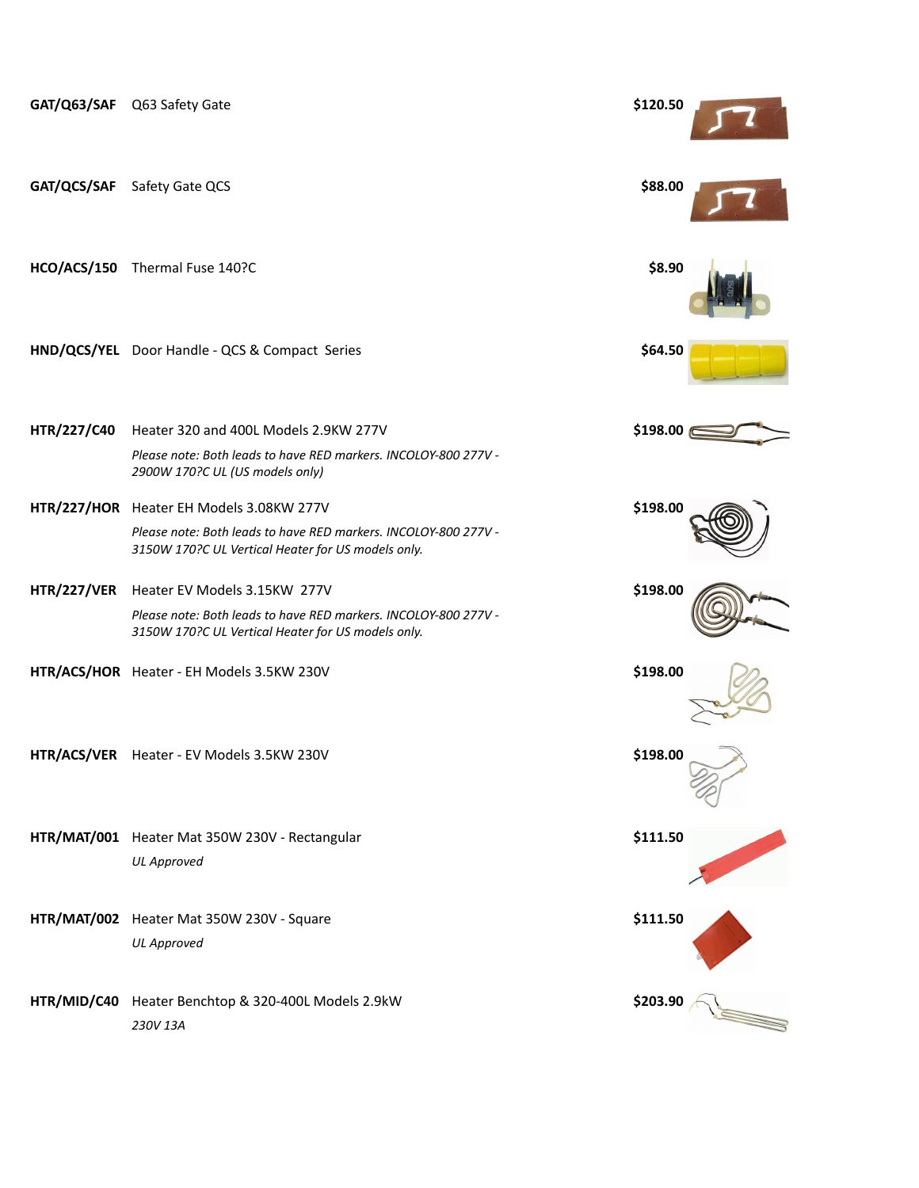| Part No. | Description | Price |
| --- | --- | --- |
| **GAT/Q63/SAF** | Q63 Safety Gate | **$120.50** |
| **GAT/QCS/SAF** | Safety Gate QCS | **$88.00** |
| **HCO/ACS/150** | Thermal Fuse 140?C | **$8.90** |
| **HND/QCS/YEL** | Door Handle - QCS & Compact Series | **$64.50** |
| **HTR/227/C40** | Heater 320 and 400L Models 2.9KW 277V<br>*Please note: Both leads to have RED markers. INCOLOY-800 277V - 2900W 170?C UL (US models only)* | **$198.00** |
| **HTR/227/HOR** | Heater EH Models 3.08KW 277V<br>*Please note: Both leads to have RED markers. INCOLOY-800 277V - 3150W 170?C UL Vertical Heater for US models only.* | **$198.00** |
| **HTR/227/VER** | Heater EV Models 3.15KW 277V<br>*Please note: Both leads to have RED markers. INCOLOY-800 277V - 3150W 170?C UL Vertical Heater for US models only.* | **$198.00** |
| **HTR/ACS/HOR** | Heater - EH Models 3.5KW 230V | **$198.00** |
| **HTR/ACS/VER** | Heater - EV Models 3.5KW 230V | **$198.00** |
| **HTR/MAT/001** | Heater Mat 350W 230V - Rectangular<br>*UL Approved* | **$111.50** |
| **HTR/MAT/002** | Heater Mat 350W 230V - Square<br>*UL Approved* | **$111.50** |
| **HTR/MID/C40** | Heater Benchtop & 320-400L Models 2.9kW<br>*230V 13A* | **$203.90** |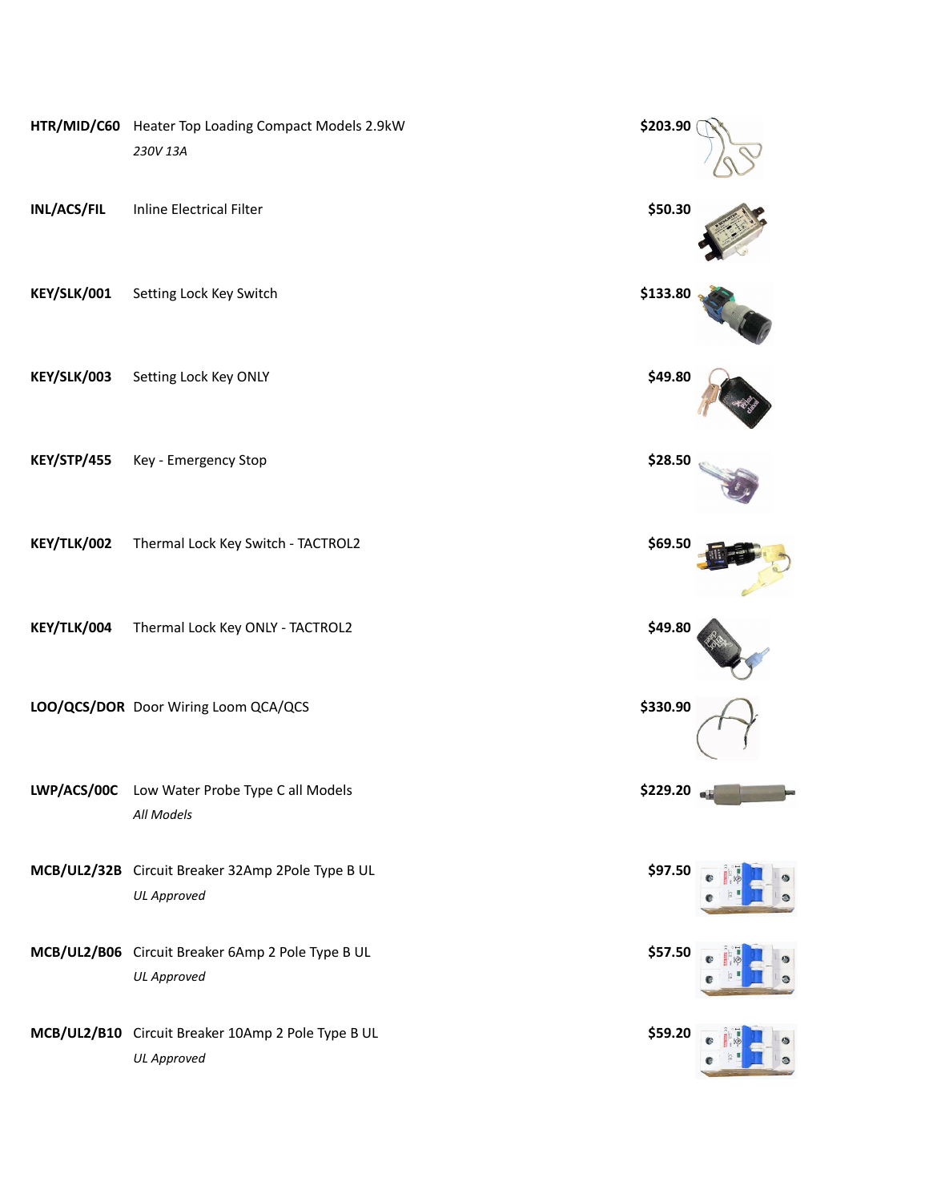| Part No. | Description | Price |
|---|---|---|
| **HTR/MID/C60** | Heater Top Loading Compact Models 2.9kW<br>*230V 13A* | **$203.90** |
| **INL/ACS/FIL** | Inline Electrical Filter | **$50.30** |
| **KEY/SLK/001** | Setting Lock Key Switch | **$133.80** |
| **KEY/SLK/003** | Setting Lock Key ONLY | **$49.80** |
| **KEY/STP/455** | Key - Emergency Stop | **$28.50** |
| **KEY/TLK/002** | Thermal Lock Key Switch - TACTROL2 | **$69.50** |
| **KEY/TLK/004** | Thermal Lock Key ONLY - TACTROL2 | **$49.80** |
| **LOO/QCS/DOR** | Door Wiring Loom QCA/QCS | **$330.90** |
| **LWP/ACS/00C** | Low Water Probe Type C all Models<br>*All Models* | **$229.20** |
| **MCB/UL2/32B** | Circuit Breaker 32Amp 2Pole Type B UL<br>*UL Approved* | **$97.50** |
| **MCB/UL2/B06** | Circuit Breaker 6Amp 2 Pole Type B UL<br>*UL Approved* | **$57.50** |
| **MCB/UL2/B10** | Circuit Breaker 10Amp 2 Pole Type B UL<br>*UL Approved* | **$59.20** |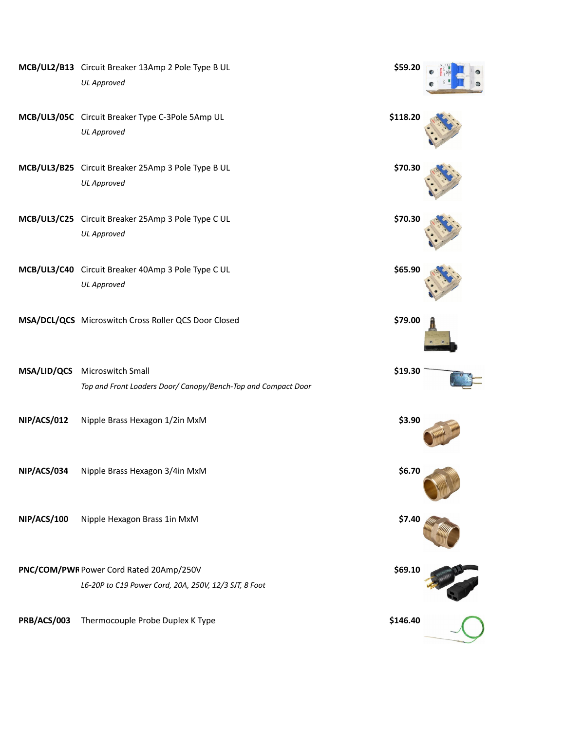| Code | Description | Price |
|---|---|---|
| **MCB/UL2/B13** | Circuit Breaker 13Amp 2 Pole Type B UL<br>*UL Approved* | **$59.20** |
| **MCB/UL3/05C** | Circuit Breaker Type C-3Pole 5Amp UL<br>*UL Approved* | **$118.20** |
| **MCB/UL3/B25** | Circuit Breaker 25Amp 3 Pole Type B UL<br>*UL Approved* | **$70.30** |
| **MCB/UL3/C25** | Circuit Breaker 25Amp 3 Pole Type C UL<br>*UL Approved* | **$70.30** |
| **MCB/UL3/C40** | Circuit Breaker 40Amp 3 Pole Type C UL<br>*UL Approved* | **$65.90** |
| **MSA/DCL/QCS** | Microswitch Cross Roller QCS Door Closed | **$79.00** |
| **MSA/LID/QCS** | Microswitch Small<br>*Top and Front Loaders Door/ Canopy/Bench-Top and Compact Door* | **$19.30** |
| **NIP/ACS/012** | Nipple Brass Hexagon 1/2in MxM | **$3.90** |
| **NIP/ACS/034** | Nipple Brass Hexagon 3/4in MxM | **$6.70** |
| **NIP/ACS/100** | Nipple Hexagon Brass 1in MxM | **$7.40** |
| **PNC/COM/PWR** | Power Cord Rated 20Amp/250V<br>*L6-20P to C19 Power Cord, 20A, 250V, 12/3 SJT, 8 Foot* | **$69.10** |
| **PRB/ACS/003** | Thermocouple Probe Duplex K Type | **$146.40** |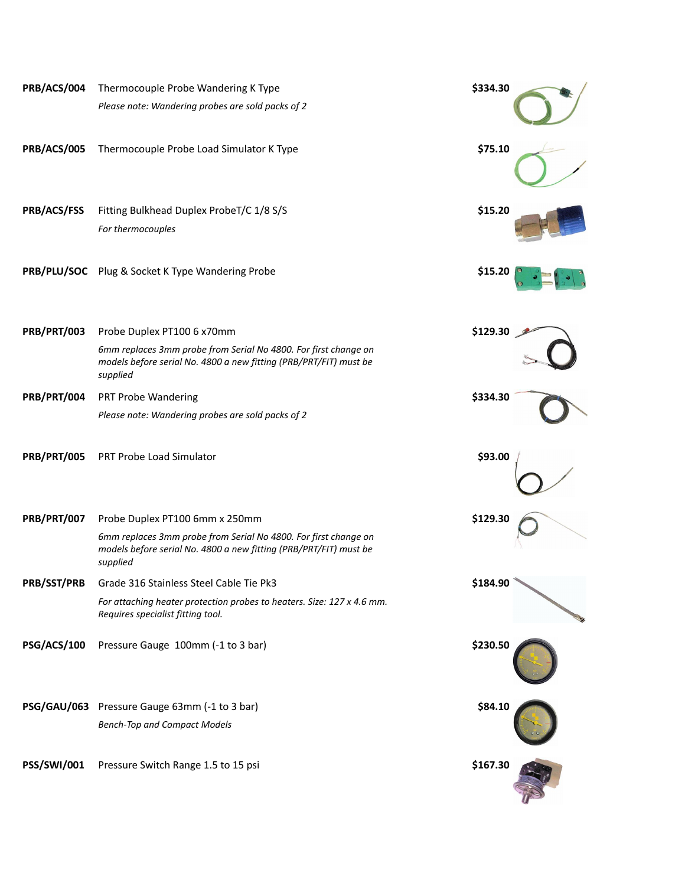| | | |
|---|---|---|
| **PRB/ACS/004** | Thermocouple Probe Wandering K Type<br>*Please note: Wandering probes are sold packs of 2* | **$334.30** |
| **PRB/ACS/005** | Thermocouple Probe Load Simulator K Type | **$75.10** |
| **PRB/ACS/FSS** | Fitting Bulkhead Duplex ProbeT/C 1/8 S/S<br>*For thermocouples* | **$15.20** |
| **PRB/PLU/SOC** | Plug & Socket K Type Wandering Probe | **$15.20** |
| **PRB/PRT/003** | Probe Duplex PT100 6 x70mm<br>*6mm replaces 3mm probe from Serial No 4800. For first change on models before serial No. 4800 a new fitting (PRB/PRT/FIT) must be supplied* | **$129.30** |
| **PRB/PRT/004** | PRT Probe Wandering<br>*Please note: Wandering probes are sold packs of 2* | **$334.30** |
| **PRB/PRT/005** | PRT Probe Load Simulator | **$93.00** |
| **PRB/PRT/007** | Probe Duplex PT100 6mm x 250mm<br>*6mm replaces 3mm probe from Serial No 4800. For first change on models before serial No. 4800 a new fitting (PRB/PRT/FIT) must be supplied* | **$129.30** |
| **PRB/SST/PRB** | Grade 316 Stainless Steel Cable Tie Pk3<br>*For attaching heater protection probes to heaters. Size: 127 x 4.6 mm. Requires specialist fitting tool.* | **$184.90** |
| **PSG/ACS/100** | Pressure Gauge 100mm (-1 to 3 bar) | **$230.50** |
| **PSG/GAU/063** | Pressure Gauge 63mm (-1 to 3 bar)<br>*Bench-Top and Compact Models* | **$84.10** |
| **PSS/SWI/001** | Pressure Switch Range 1.5 to 15 psi | **$167.30** |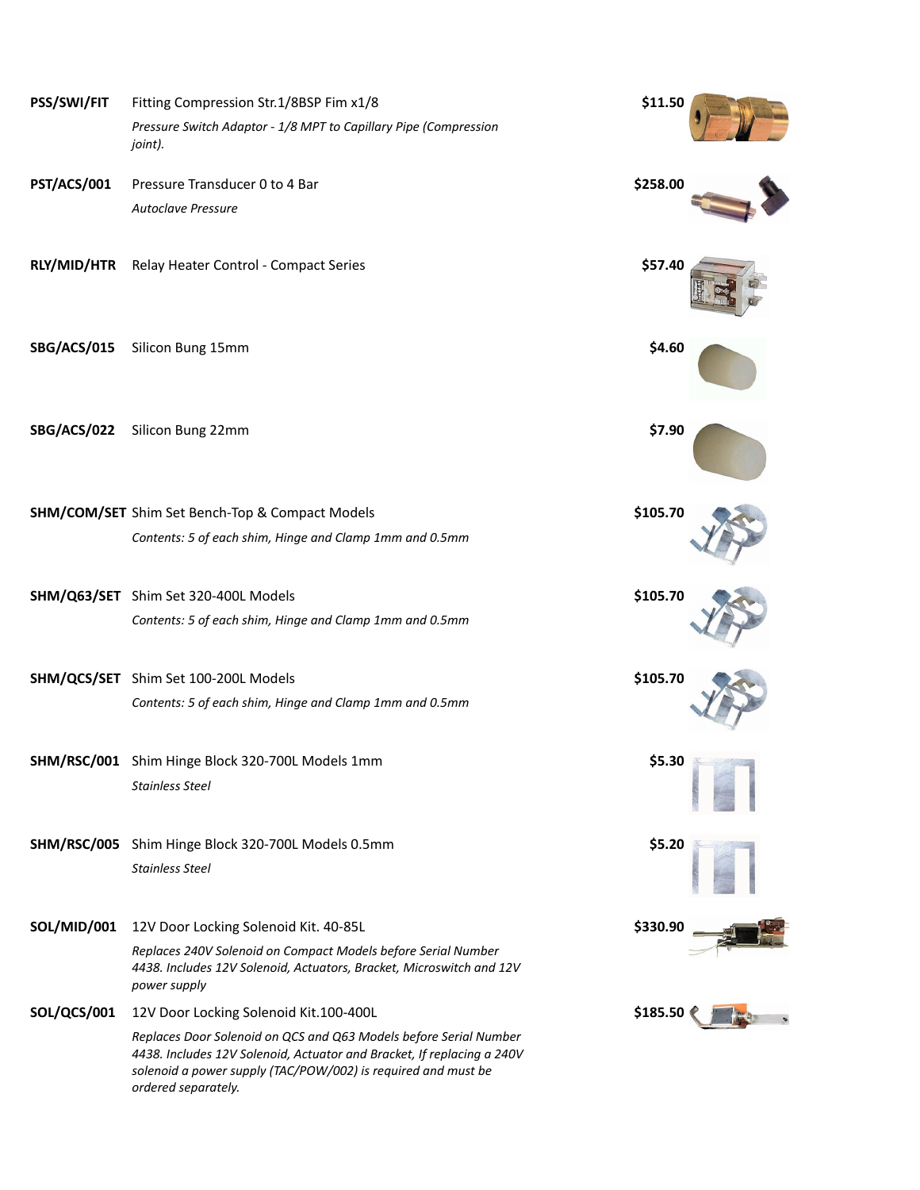| Code | Description | Price |
|---|---|---|
| **PSS/SWI/FIT** | Fitting Compression Str.1/8BSP Fim x1/8<br>*Pressure Switch Adaptor - 1/8 MPT to Capillary Pipe (Compression joint).* | **$11.50** |
| **PST/ACS/001** | Pressure Transducer 0 to 4 Bar<br>*Autoclave Pressure* | **$258.00** |
| **RLY/MID/HTR** | Relay Heater Control - Compact Series | **$57.40** |
| **SBG/ACS/015** | Silicon Bung 15mm | **$4.60** |
| **SBG/ACS/022** | Silicon Bung 22mm | **$7.90** |
| **SHM/COM/SET** | Shim Set Bench-Top & Compact Models<br>*Contents: 5 of each shim, Hinge and Clamp 1mm and 0.5mm* | **$105.70** |
| **SHM/Q63/SET** | Shim Set 320-400L Models<br>*Contents: 5 of each shim, Hinge and Clamp 1mm and 0.5mm* | **$105.70** |
| **SHM/QCS/SET** | Shim Set 100-200L Models<br>*Contents: 5 of each shim, Hinge and Clamp 1mm and 0.5mm* | **$105.70** |
| **SHM/RSC/001** | Shim Hinge Block 320-700L Models 1mm<br>*Stainless Steel* | **$5.30** |
| **SHM/RSC/005** | Shim Hinge Block 320-700L Models 0.5mm<br>*Stainless Steel* | **$5.20** |
| **SOL/MID/001** | 12V Door Locking Solenoid Kit. 40-85L<br>*Replaces 240V Solenoid on Compact Models before Serial Number 4438. Includes 12V Solenoid, Actuators, Bracket, Microswitch and 12V power supply* | **$330.90** |
| **SOL/QCS/001** | 12V Door Locking Solenoid Kit.100-400L<br>*Replaces Door Solenoid on QCS and Q63 Models before Serial Number 4438. Includes 12V Solenoid, Actuator and Bracket, If replacing a 240V solenoid a power supply (TAC/POW/002) is required and must be ordered separately.* | **$185.50** |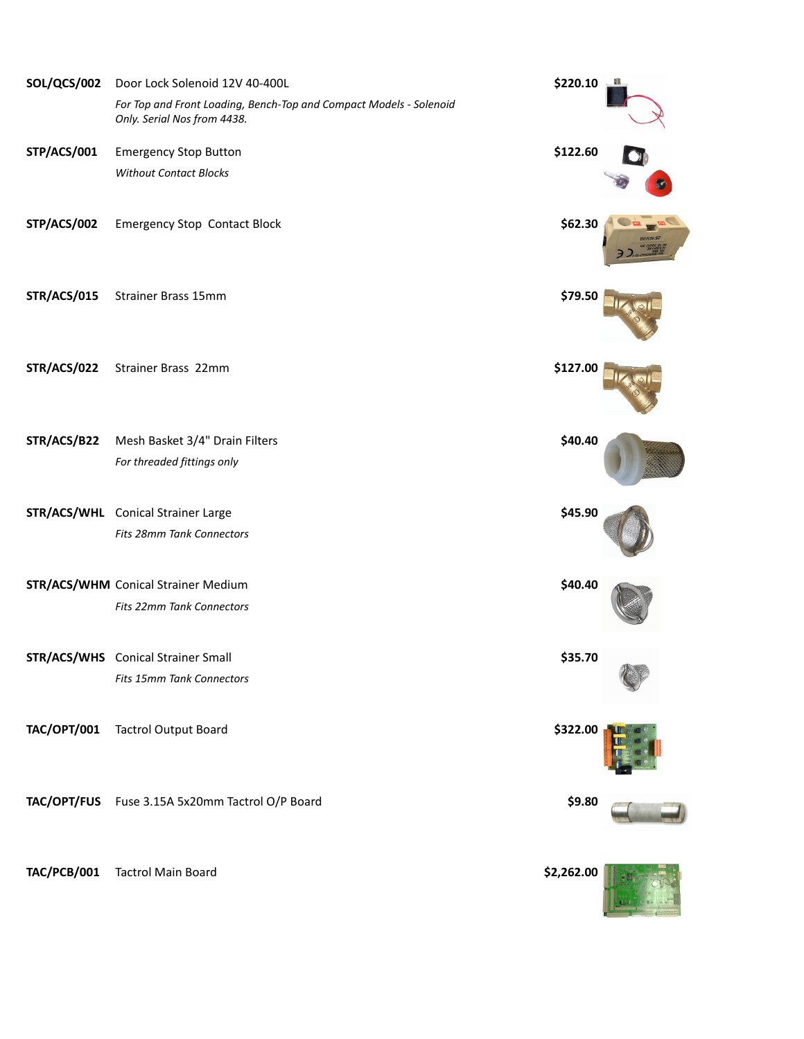| | | |
|---|---|---|
| **SOL/QCS/002** | Door Lock Solenoid 12V 40-400L<br>*For Top and Front Loading, Bench-Top and Compact Models - Solenoid Only. Serial Nos from 4438.* | **$220.10** |
| **STP/ACS/001** | Emergency Stop Button<br>*Without Contact Blocks* | **$122.60** |
| **STP/ACS/002** | Emergency Stop Contact Block | **$62.30** |
| **STR/ACS/015** | Strainer Brass 15mm | **$79.50** |
| **STR/ACS/022** | Strainer Brass 22mm | **$127.00** |
| **STR/ACS/B22** | Mesh Basket 3/4" Drain Filters<br>*For threaded fittings only* | **$40.40** |
| **STR/ACS/WHL** | Conical Strainer Large<br>*Fits 28mm Tank Connectors* | **$45.90** |
| **STR/ACS/WHM** | Conical Strainer Medium<br>*Fits 22mm Tank Connectors* | **$40.40** |
| **STR/ACS/WHS** | Conical Strainer Small<br>*Fits 15mm Tank Connectors* | **$35.70** |
| **TAC/OPT/001** | Tactrol Output Board | **$322.00** |
| **TAC/OPT/FUS** | Fuse 3.15A 5x20mm Tactrol O/P Board | **$9.80** |
| **TAC/PCB/001** | Tactrol Main Board | **$2,262.00** |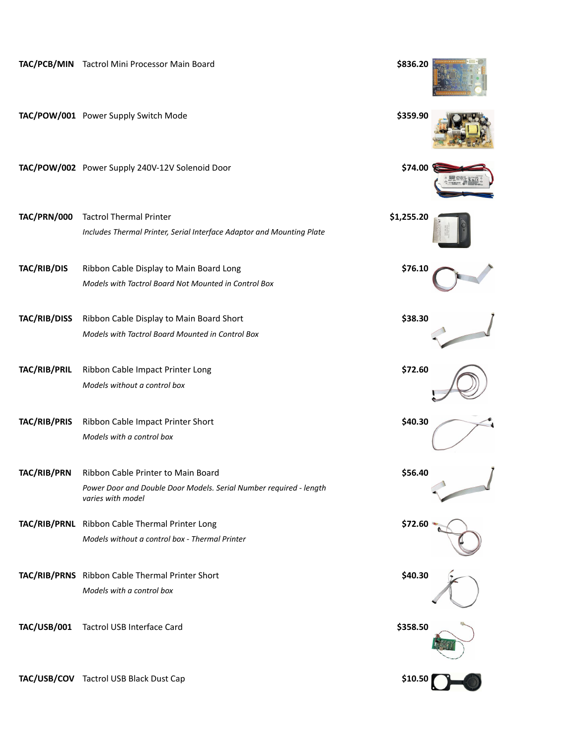| Part Number | Description | Price |
| --- | --- | --- |
| **TAC/PCB/MIN** | Tactrol Mini Processor Main Board | **$836.20** |
| **TAC/POW/001** | Power Supply Switch Mode | **$359.90** |
| **TAC/POW/002** | Power Supply 240V-12V Solenoid Door | **$74.00** |
| **TAC/PRN/000** | Tactrol Thermal Printer<br>*Includes Thermal Printer, Serial Interface Adaptor and Mounting Plate* | **$1,255.20** |
| **TAC/RIB/DIS** | Ribbon Cable Display to Main Board Long<br>*Models with Tactrol Board Not Mounted in Control Box* | **$76.10** |
| **TAC/RIB/DISS** | Ribbon Cable Display to Main Board Short<br>*Models with Tactrol Board Mounted in Control Box* | **$38.30** |
| **TAC/RIB/PRIL** | Ribbon Cable Impact Printer Long<br>*Models without a control box* | **$72.60** |
| **TAC/RIB/PRIS** | Ribbon Cable Impact Printer Short<br>*Models with a control box* | **$40.30** |
| **TAC/RIB/PRN** | Ribbon Cable Printer to Main Board<br>*Power Door and Double Door Models. Serial Number required - length varies with model* | **$56.40** |
| **TAC/RIB/PRNL** | Ribbon Cable Thermal Printer Long<br>*Models without a control box - Thermal Printer* | **$72.60** |
| **TAC/RIB/PRNS** | Ribbon Cable Thermal Printer Short<br>*Models with a control box* | **$40.30** |
| **TAC/USB/001** | Tactrol USB Interface Card | **$358.50** |
| **TAC/USB/COV** | Tactrol USB Black Dust Cap | **$10.50** |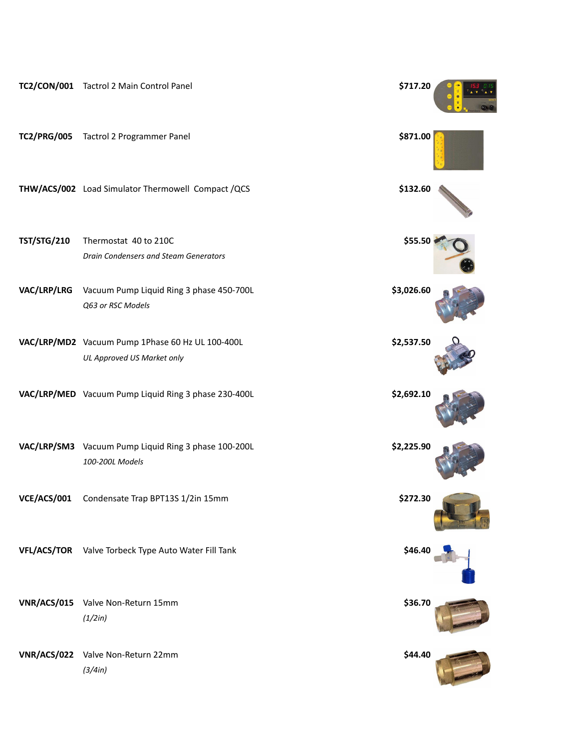| Code | Description | Price |
|---|---|---|
| **TC2/CON/001** | Tactrol 2 Main Control Panel | **$717.20** |
| **TC2/PRG/005** | Tactrol 2 Programmer Panel | **$871.00** |
| **THW/ACS/002** | Load Simulator Thermowell Compact /QCS | **$132.60** |
| **TST/STG/210** | Thermostat 40 to 210C<br>*Drain Condensers and Steam Generators* | **$55.50** |
| **VAC/LRP/LRG** | Vacuum Pump Liquid Ring 3 phase 450-700L<br>*Q63 or RSC Models* | **$3,026.60** |
| **VAC/LRP/MD2** | Vacuum Pump 1Phase 60 Hz UL 100-400L<br>*UL Approved US Market only* | **$2,537.50** |
| **VAC/LRP/MED** | Vacuum Pump Liquid Ring 3 phase 230-400L | **$2,692.10** |
| **VAC/LRP/SM3** | Vacuum Pump Liquid Ring 3 phase 100-200L<br>*100-200L Models* | **$2,225.90** |
| **VCE/ACS/001** | Condensate Trap BPT13S 1/2in 15mm | **$272.30** |
| **VFL/ACS/TOR** | Valve Torbeck Type Auto Water Fill Tank | **$46.40** |
| **VNR/ACS/015** | Valve Non-Return 15mm<br>*(1/2in)* | **$36.70** |
| **VNR/ACS/022** | Valve Non-Return 22mm<br>*(3/4in)* | **$44.40** |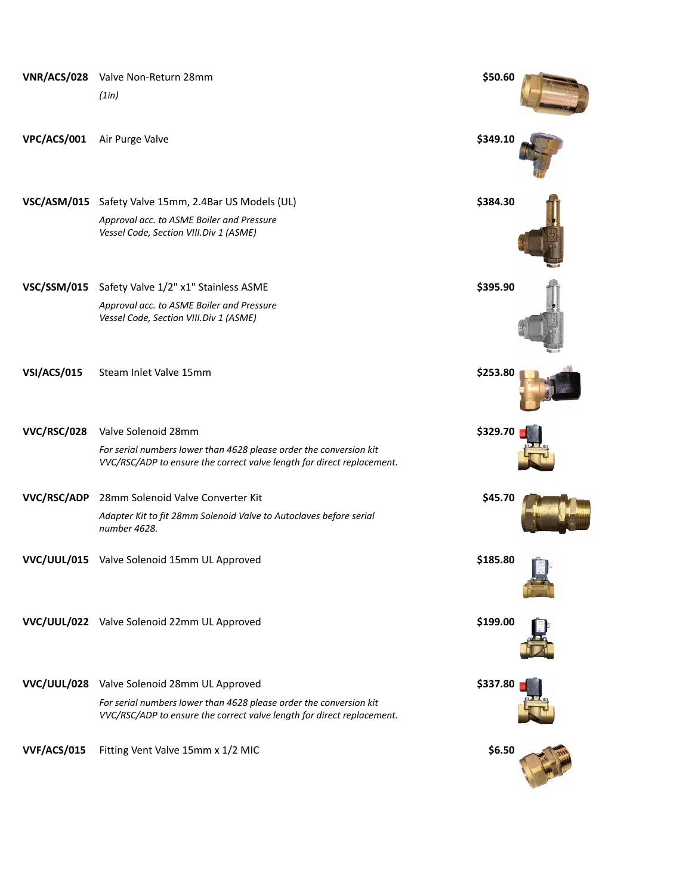| Code | Description | Price |
|---|---|---|
| **VNR/ACS/028** | Valve Non-Return 28mm<br>*(1in)* | **$50.60** |
| **VPC/ACS/001** | Air Purge Valve | **$349.10** |
| **VSC/ASM/015** | Safety Valve 15mm, 2.4Bar US Models (UL)<br>*Approval acc. to ASME Boiler and Pressure Vessel Code, Section VIII.Div 1 (ASME)* | **$384.30** |
| **VSC/SSM/015** | Safety Valve 1/2" x1" Stainless ASME<br>*Approval acc. to ASME Boiler and Pressure Vessel Code, Section VIII.Div 1 (ASME)* | **$395.90** |
| **VSI/ACS/015** | Steam Inlet Valve 15mm | **$253.80** |
| **VVC/RSC/028** | Valve Solenoid 28mm<br>*For serial numbers lower than 4628 please order the conversion kit VVC/RSC/ADP to ensure the correct valve length for direct replacement.* | **$329.70** |
| **VVC/RSC/ADP** | 28mm Solenoid Valve Converter Kit<br>*Adapter Kit to fit 28mm Solenoid Valve to Autoclaves before serial number 4628.* | **$45.70** |
| **VVC/UUL/015** | Valve Solenoid 15mm UL Approved | **$185.80** |
| **VVC/UUL/022** | Valve Solenoid 22mm UL Approved | **$199.00** |
| **VVC/UUL/028** | Valve Solenoid 28mm UL Approved<br>*For serial numbers lower than 4628 please order the conversion kit VVC/RSC/ADP to ensure the correct valve length for direct replacement.* | **$337.80** |
| **VVF/ACS/015** | Fitting Vent Valve 15mm x 1/2 MIC | **$6.50** |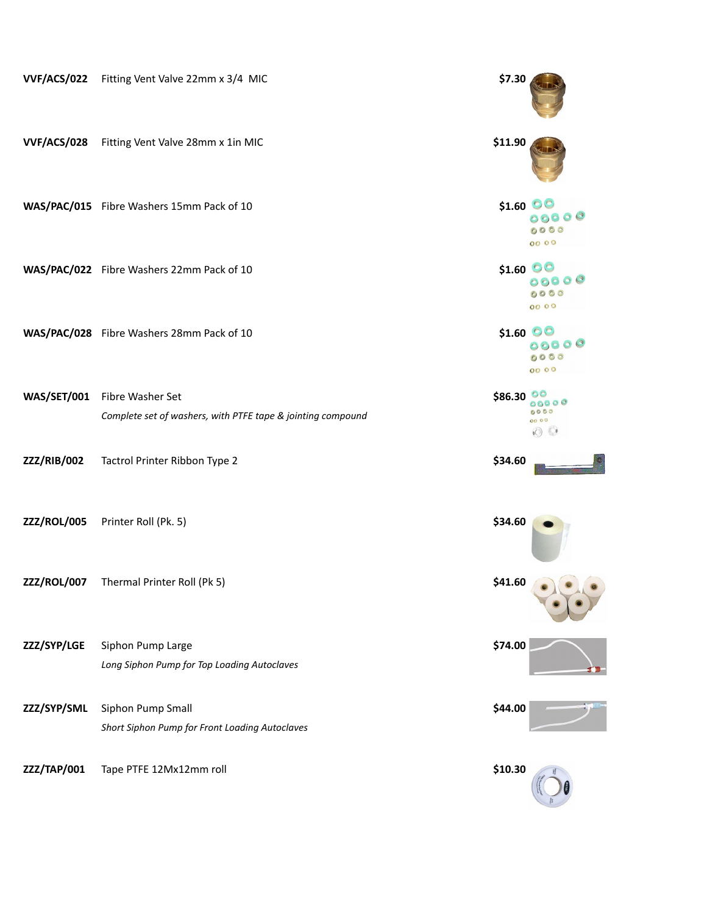| | | |
|---|---|---|
| **VVF/ACS/022** | Fitting Vent Valve 22mm x 3/4 MIC | **$7.30** |
| **VVF/ACS/028** | Fitting Vent Valve 28mm x 1in MIC | **$11.90** |
| **WAS/PAC/015** | Fibre Washers 15mm Pack of 10 | **$1.60** |
| **WAS/PAC/022** | Fibre Washers 22mm Pack of 10 | **$1.60** |
| **WAS/PAC/028** | Fibre Washers 28mm Pack of 10 | **$1.60** |
| **WAS/SET/001** | Fibre Washer Set<br>*Complete set of washers, with PTFE tape & jointing compound* | **$86.30** |
| **ZZZ/RIB/002** | Tactrol Printer Ribbon Type 2 | **$34.60** |
| **ZZZ/ROL/005** | Printer Roll (Pk. 5) | **$34.60** |
| **ZZZ/ROL/007** | Thermal Printer Roll (Pk 5) | **$41.60** |
| **ZZZ/SYP/LGE** | Siphon Pump Large<br>*Long Siphon Pump for Top Loading Autoclaves* | **$74.00** |
| **ZZZ/SYP/SML** | Siphon Pump Small<br>*Short Siphon Pump for Front Loading Autoclaves* | **$44.00** |
| **ZZZ/TAP/001** | Tape PTFE 12Mx12mm roll | **$10.30** |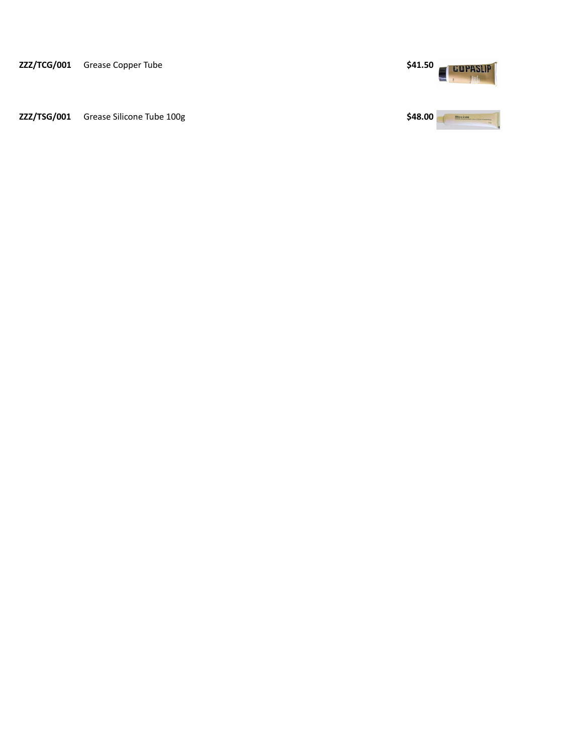| | | |
|---|---|---|
| **ZZZ/TCG/001** | Grease Copper Tube | **$41.50** |
| **ZZZ/TSG/001** | Grease Silicone Tube 100g | **$48.00** |